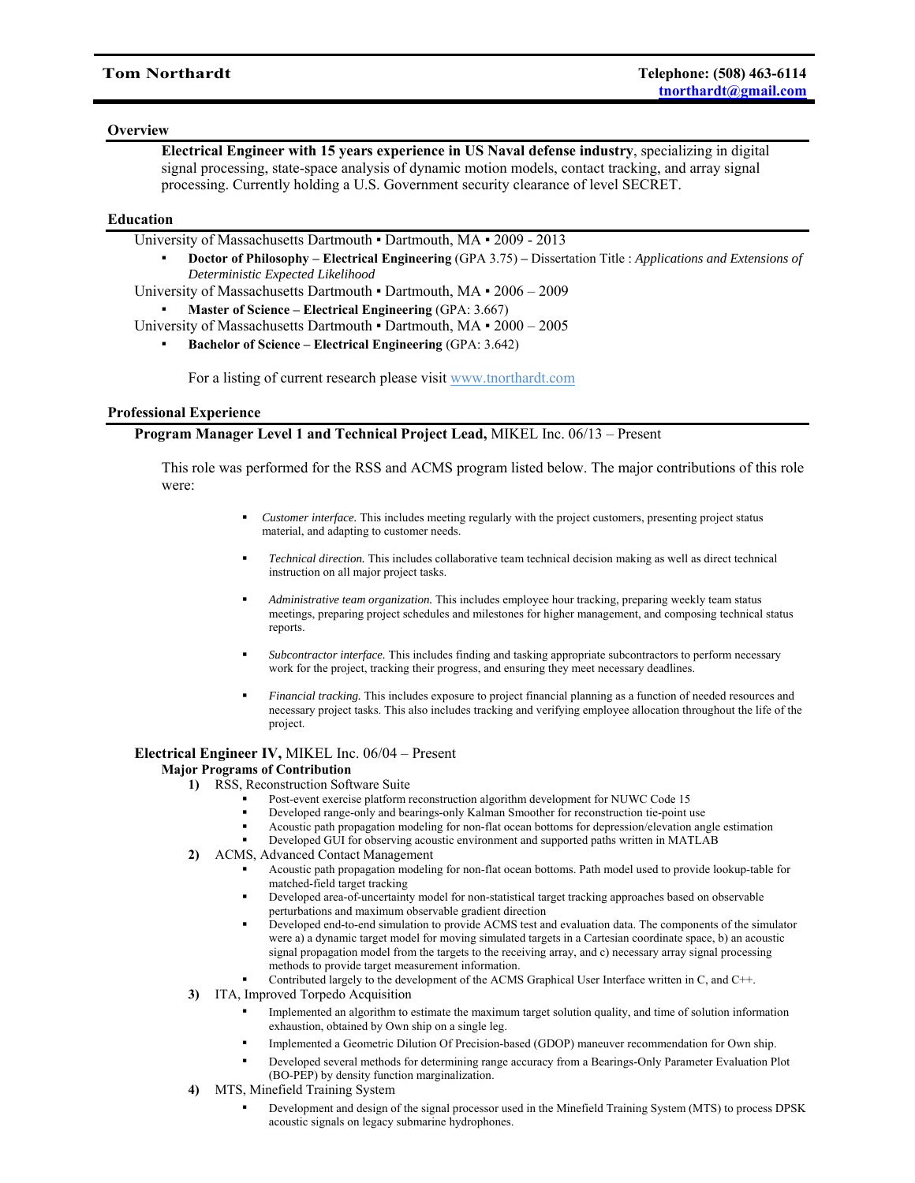**Tom Northardt** | **Telephone: (508) 463-6114** | **tnorthardt@gmail.com**

## Overview

**Electrical Engineer with 15 years experience in US Naval defense industry**, specializing in digital signal processing, state-space analysis of dynamic motion models, contact tracking, and array signal processing. Currently holding a U.S. Government security clearance of level SECRET.

## Education

University of Massachusetts Dartmouth ▪ Dartmouth, MA ▪ 2009 - 2013

- **Doctor of Philosophy – Electrical Engineering** (GPA 3.75) **–** Dissertation Title : *Applications and Extensions of Deterministic Expected Likelihood*

University of Massachusetts Dartmouth ▪ Dartmouth, MA ▪ 2006 – 2009

- **Master of Science – Electrical Engineering** (GPA: 3.667)

University of Massachusetts Dartmouth ▪ Dartmouth, MA ▪ 2000 – 2005

- **Bachelor of Science – Electrical Engineering** (GPA: 3.642)

For a listing of current research please visit www.tnorthardt.com

## Professional Experience

### Program Manager Level 1 and Technical Project Lead, MIKEL Inc. 06/13 – Present

This role was performed for the RSS and ACMS program listed below. The major contributions of this role were:

- *Customer interface.* This includes meeting regularly with the project customers, presenting project status material, and adapting to customer needs.
- *Technical direction.* This includes collaborative team technical decision making as well as direct technical instruction on all major project tasks.
- *Administrative team organization.* This includes employee hour tracking, preparing weekly team status meetings, preparing project schedules and milestones for higher management, and composing technical status reports.
- *Subcontractor interface.* This includes finding and tasking appropriate subcontractors to perform necessary work for the project, tracking their progress, and ensuring they meet necessary deadlines.
- *Financial tracking.* This includes exposure to project financial planning as a function of needed resources and necessary project tasks. This also includes tracking and verifying employee allocation throughout the life of the project.

### Electrical Engineer IV, MIKEL Inc. 06/04 – Present

**Major Programs of Contribution**

1) RSS, Reconstruction Software Suite
   - Post-event exercise platform reconstruction algorithm development for NUWC Code 15
   - Developed range-only and bearings-only Kalman Smoother for reconstruction tie-point use
   - Acoustic path propagation modeling for non-flat ocean bottoms for depression/elevation angle estimation
   - Developed GUI for observing acoustic environment and supported paths written in MATLAB
2) ACMS, Advanced Contact Management
   - Acoustic path propagation modeling for non-flat ocean bottoms. Path model used to provide lookup-table for matched-field target tracking
   - Developed area-of-uncertainty model for non-statistical target tracking approaches based on observable perturbations and maximum observable gradient direction
   - Developed end-to-end simulation to provide ACMS test and evaluation data. The components of the simulator were a) a dynamic target model for moving simulated targets in a Cartesian coordinate space, b) an acoustic signal propagation model from the targets to the receiving array, and c) necessary array signal processing methods to provide target measurement information.
   - Contributed largely to the development of the ACMS Graphical User Interface written in C, and C++.
3) ITA, Improved Torpedo Acquisition
   - Implemented an algorithm to estimate the maximum target solution quality, and time of solution information exhaustion, obtained by Own ship on a single leg.
   - Implemented a Geometric Dilution Of Precision-based (GDOP) maneuver recommendation for Own ship.
   - Developed several methods for determining range accuracy from a Bearings-Only Parameter Evaluation Plot (BO-PEP) by density function marginalization.
4) MTS, Minefield Training System
   - Development and design of the signal processor used in the Minefield Training System (MTS) to process DPSK acoustic signals on legacy submarine hydrophones.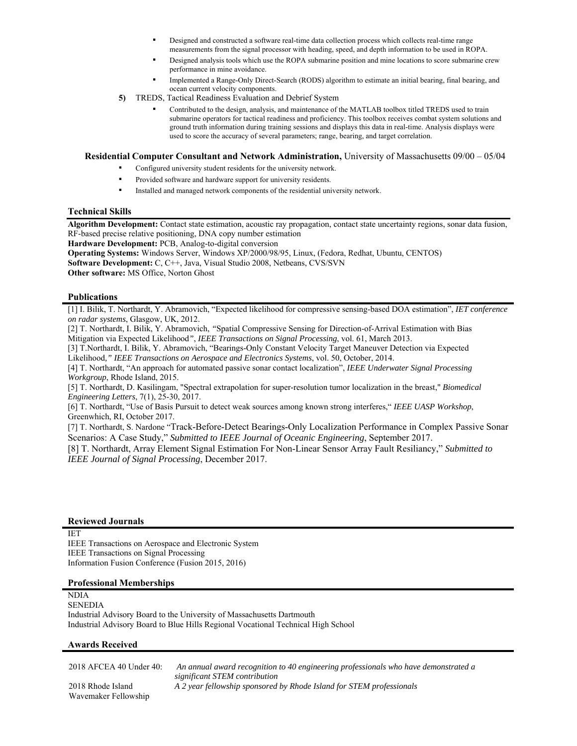- Designed and constructed a software real-time data collection process which collects real-time range measurements from the signal processor with heading, speed, and depth information to be used in ROPA.
- Designed analysis tools which use the ROPA submarine position and mine locations to score submarine crew performance in mine avoidance.
- Implemented a Range-Only Direct-Search (RODS) algorithm to estimate an initial bearing, final bearing, and ocean current velocity components.

**5)** TREDS, Tactical Readiness Evaluation and Debrief System

- Contributed to the design, analysis, and maintenance of the MATLAB toolbox titled TREDS used to train submarine operators for tactical readiness and proficiency. This toolbox receives combat system solutions and ground truth information during training sessions and displays this data in real-time. Analysis displays were used to score the accuracy of several parameters; range, bearing, and target correlation.

**Residential Computer Consultant and Network Administration,** University of Massachusetts 09/00 – 05/04

- Configured university student residents for the university network.
- Provided software and hardware support for university residents.
- Installed and managed network components of the residential university network.

## Technical Skills

**Algorithm Development:** Contact state estimation, acoustic ray propagation, contact state uncertainty regions, sonar data fusion, RF-based precise relative positioning, DNA copy number estimation
**Hardware Development:** PCB, Analog-to-digital conversion
**Operating Systems:** Windows Server, Windows XP/2000/98/95, Linux, (Fedora, Redhat, Ubuntu, CENTOS)
**Software Development:** C, C++, Java, Visual Studio 2008, Netbeans, CVS/SVN
**Other software:** MS Office, Norton Ghost

## Publications

[1] I. Bilik, T. Northardt, Y. Abramovich, "Expected likelihood for compressive sensing-based DOA estimation", *IET conference on radar systems*, Glasgow, UK, 2012.
[2] T. Northardt, I. Bilik, Y. Abramovich, "Spatial Compressive Sensing for Direction-of-Arrival Estimation with Bias Mitigation via Expected Likelihood", *IEEE Transactions on Signal Processing*, vol. 61, March 2013.
[3] T.Northardt, I. Bilik, Y. Abramovich, "Bearings-Only Constant Velocity Target Maneuver Detection via Expected Likelihood," *IEEE Transactions on Aerospace and Electronics Systems*, vol. 50, October, 2014.
[4] T. Northardt, "An approach for automated passive sonar contact localization", *IEEE Underwater Signal Processing Workgroup*, Rhode Island, 2015.
[5] T. Northardt, D. Kasilingam, "Spectral extrapolation for super-resolution tumor localization in the breast," *Biomedical Engineering Letters*, 7(1), 25-30, 2017.
[6] T. Northardt, "Use of Basis Pursuit to detect weak sources among known strong interferes," *IEEE UASP Workshop*, Greenwhich, RI, October 2017.
[7] T. Northardt, S. Nardone "Track-Before-Detect Bearings-Only Localization Performance in Complex Passive Sonar Scenarios: A Case Study," *Submitted to IEEE Journal of Oceanic Engineering*, September 2017.
[8] T. Northardt, Array Element Signal Estimation For Non-Linear Sensor Array Fault Resiliancy," *Submitted to IEEE Journal of Signal Processing*, December 2017.

## Reviewed Journals

IET
IEEE Transactions on Aerospace and Electronic System
IEEE Transactions on Signal Processing
Information Fusion Conference (Fusion 2015, 2016)

## Professional Memberships

NDIA
SENEDIA
Industrial Advisory Board to the University of Massachusetts Dartmouth
Industrial Advisory Board to Blue Hills Regional Vocational Technical High School

## Awards Received

| | |
|---|---|
| 2018 AFCEA 40 Under 40: | *An annual award recognition to 40 engineering professionals who have demonstrated a significant STEM contribution* |
| 2018 Rhode Island Wavemaker Fellowship | *A 2 year fellowship sponsored by Rhode Island for STEM professionals* |